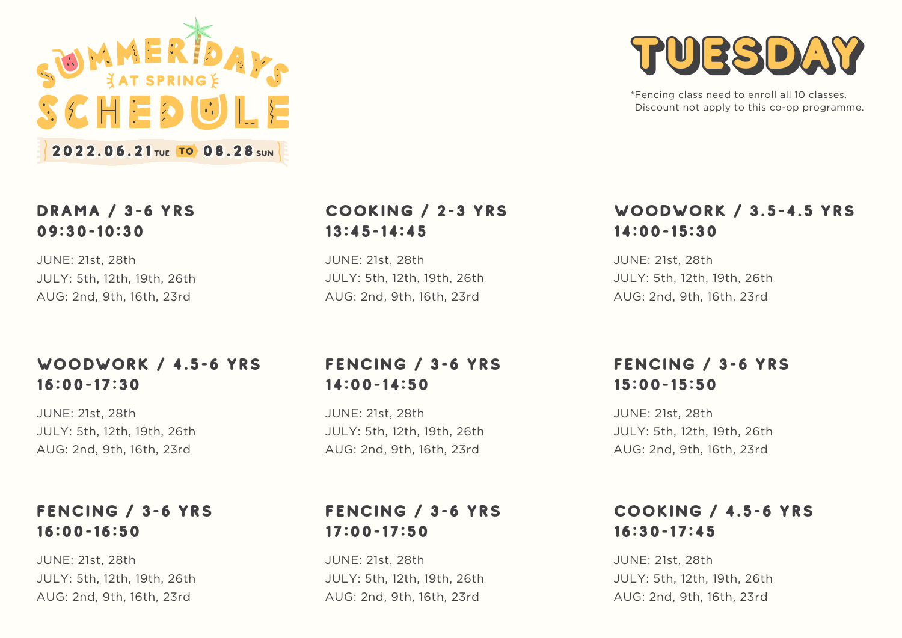# SUMMERDAYS AT SPRING SCHEDULE

2022.06.21 TUE TO 08.28 SUN

# TUESDAY

*Fencing class need to enroll all 10 classes.
Discount not apply to this co-op programme.

### DRAMA / 3-6 YRS
### 09:30-10:30

JUNE: 21st, 28th
JULY: 5th, 12th, 19th, 26th
AUG: 2nd, 9th, 16th, 23rd

### COOKING / 2-3 YRS
### 13:45-14:45

JUNE: 21st, 28th
JULY: 5th, 12th, 19th, 26th
AUG: 2nd, 9th, 16th, 23rd

### WOODWORK / 3.5-4.5 YRS
### 14:00-15:30

JUNE: 21st, 28th
JULY: 5th, 12th, 19th, 26th
AUG: 2nd, 9th, 16th, 23rd

### WOODWORK / 4.5-6 YRS
### 16:00-17:30

JUNE: 21st, 28th
JULY: 5th, 12th, 19th, 26th
AUG: 2nd, 9th, 16th, 23rd

### FENCING / 3-6 YRS
### 14:00-14:50

JUNE: 21st, 28th
JULY: 5th, 12th, 19th, 26th
AUG: 2nd, 9th, 16th, 23rd

### FENCING / 3-6 YRS
### 15:00-15:50

JUNE: 21st, 28th
JULY: 5th, 12th, 19th, 26th
AUG: 2nd, 9th, 16th, 23rd

### FENCING / 3-6 YRS
### 16:00-16:50

JUNE: 21st, 28th
JULY: 5th, 12th, 19th, 26th
AUG: 2nd, 9th, 16th, 23rd

### FENCING / 3-6 YRS
### 17:00-17:50

JUNE: 21st, 28th
JULY: 5th, 12th, 19th, 26th
AUG: 2nd, 9th, 16th, 23rd

### COOKING / 4.5-6 YRS
### 16:30-17:45

JUNE: 21st, 28th
JULY: 5th, 12th, 19th, 26th
AUG: 2nd, 9th, 16th, 23rd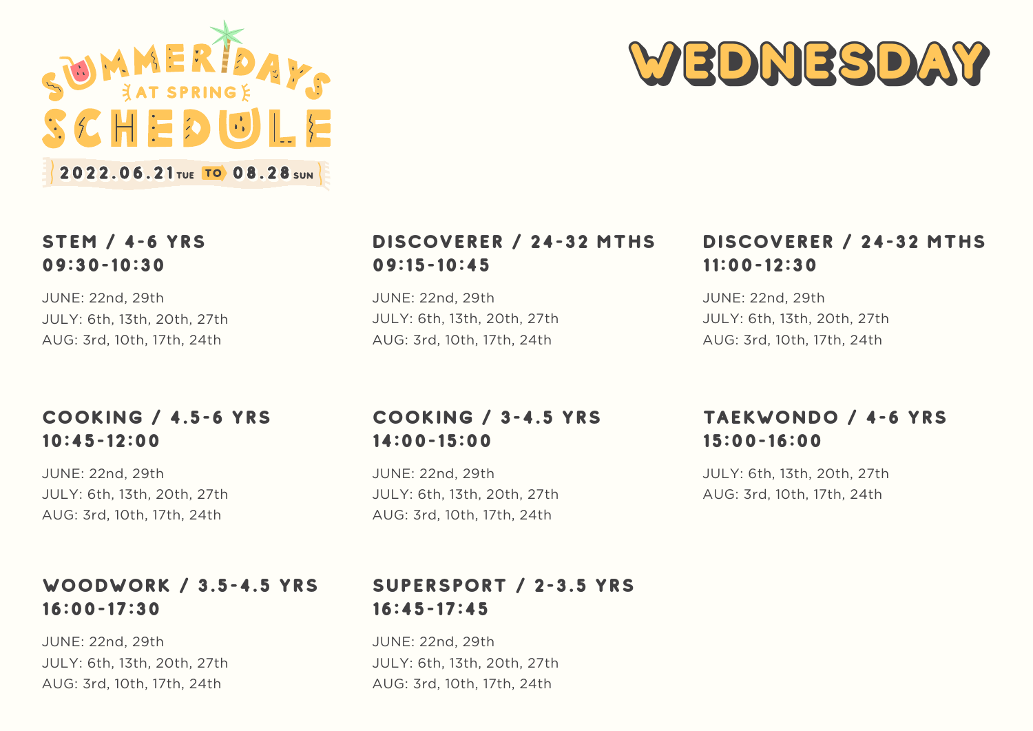# SUMMERDAYS AT SPRING SCHEDULE

2022.06.21 TUE TO 08.28 SUN

# WEDNESDAY

### STEM / 4-6 YRS
### 09:30-10:30

JUNE: 22nd, 29th
JULY: 6th, 13th, 20th, 27th
AUG: 3rd, 10th, 17th, 24th

### DISCOVERER / 24-32 MTHS
### 09:15-10:45

JUNE: 22nd, 29th
JULY: 6th, 13th, 20th, 27th
AUG: 3rd, 10th, 17th, 24th

### DISCOVERER / 24-32 MTHS
### 11:00-12:30

JUNE: 22nd, 29th
JULY: 6th, 13th, 20th, 27th
AUG: 3rd, 10th, 17th, 24th

### COOKING / 4.5-6 YRS
### 10:45-12:00

JUNE: 22nd, 29th
JULY: 6th, 13th, 20th, 27th
AUG: 3rd, 10th, 17th, 24th

### COOKING / 3-4.5 YRS
### 14:00-15:00

JUNE: 22nd, 29th
JULY: 6th, 13th, 20th, 27th
AUG: 3rd, 10th, 17th, 24th

### TAEKWONDO / 4-6 YRS
### 15:00-16:00

JULY: 6th, 13th, 20th, 27th
AUG: 3rd, 10th, 17th, 24th

### WOODWORK / 3.5-4.5 YRS
### 16:00-17:30

JUNE: 22nd, 29th
JULY: 6th, 13th, 20th, 27th
AUG: 3rd, 10th, 17th, 24th

### SUPERSPORT / 2-3.5 YRS
### 16:45-17:45

JUNE: 22nd, 29th
JULY: 6th, 13th, 20th, 27th
AUG: 3rd, 10th, 17th, 24th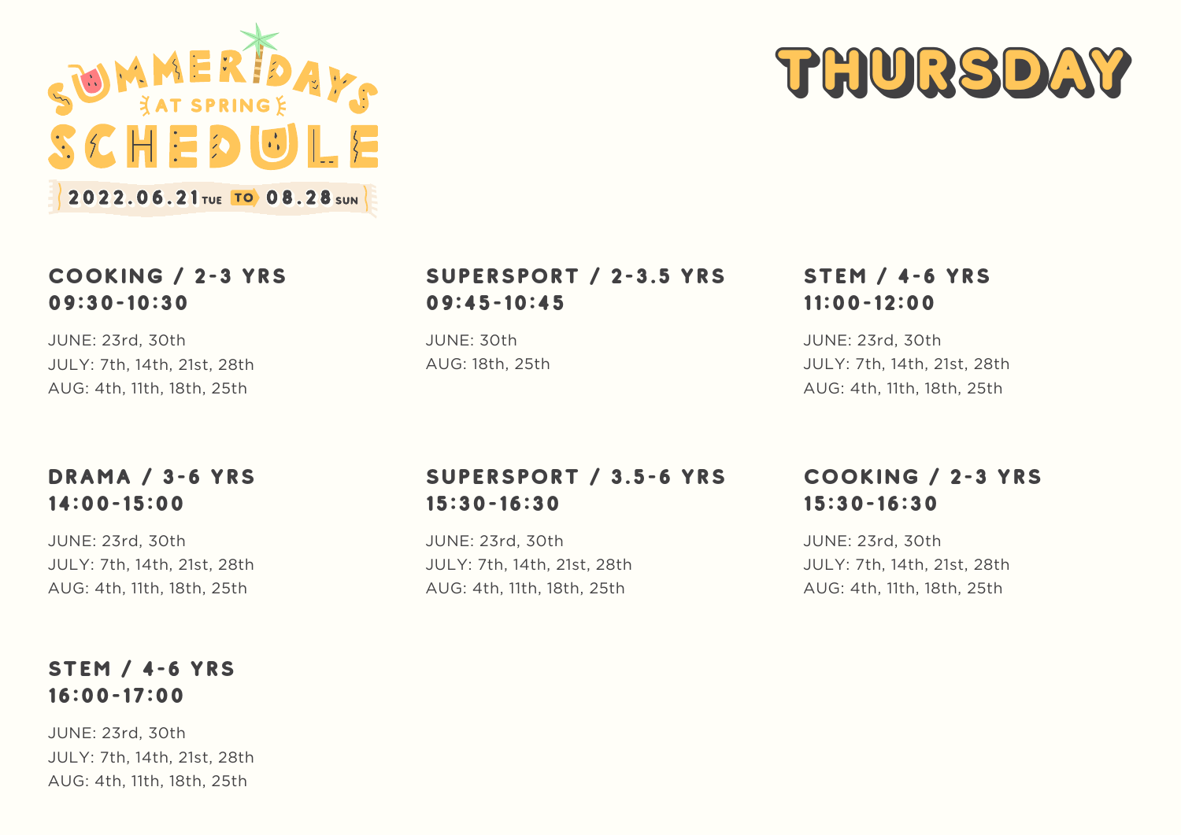# SUMMERDAYS AT SPRING SCHEDULE

2022.06.21 TUE TO 08.28 SUN

# THURSDAY

### COOKING / 2-3 YRS
### 09:30-10:30

JUNE: 23rd, 30th
JULY: 7th, 14th, 21st, 28th
AUG: 4th, 11th, 18th, 25th

### SUPERSPORT / 2-3.5 YRS
### 09:45-10:45

JUNE: 30th
AUG: 18th, 25th

### STEM / 4-6 YRS
### 11:00-12:00

JUNE: 23rd, 30th
JULY: 7th, 14th, 21st, 28th
AUG: 4th, 11th, 18th, 25th

### DRAMA / 3-6 YRS
### 14:00-15:00

JUNE: 23rd, 30th
JULY: 7th, 14th, 21st, 28th
AUG: 4th, 11th, 18th, 25th

### SUPERSPORT / 3.5-6 YRS
### 15:30-16:30

JUNE: 23rd, 30th
JULY: 7th, 14th, 21st, 28th
AUG: 4th, 11th, 18th, 25th

### COOKING / 2-3 YRS
### 15:30-16:30

JUNE: 23rd, 30th
JULY: 7th, 14th, 21st, 28th
AUG: 4th, 11th, 18th, 25th

### STEM / 4-6 YRS
### 16:00-17:00

JUNE: 23rd, 30th
JULY: 7th, 14th, 21st, 28th
AUG: 4th, 11th, 18th, 25th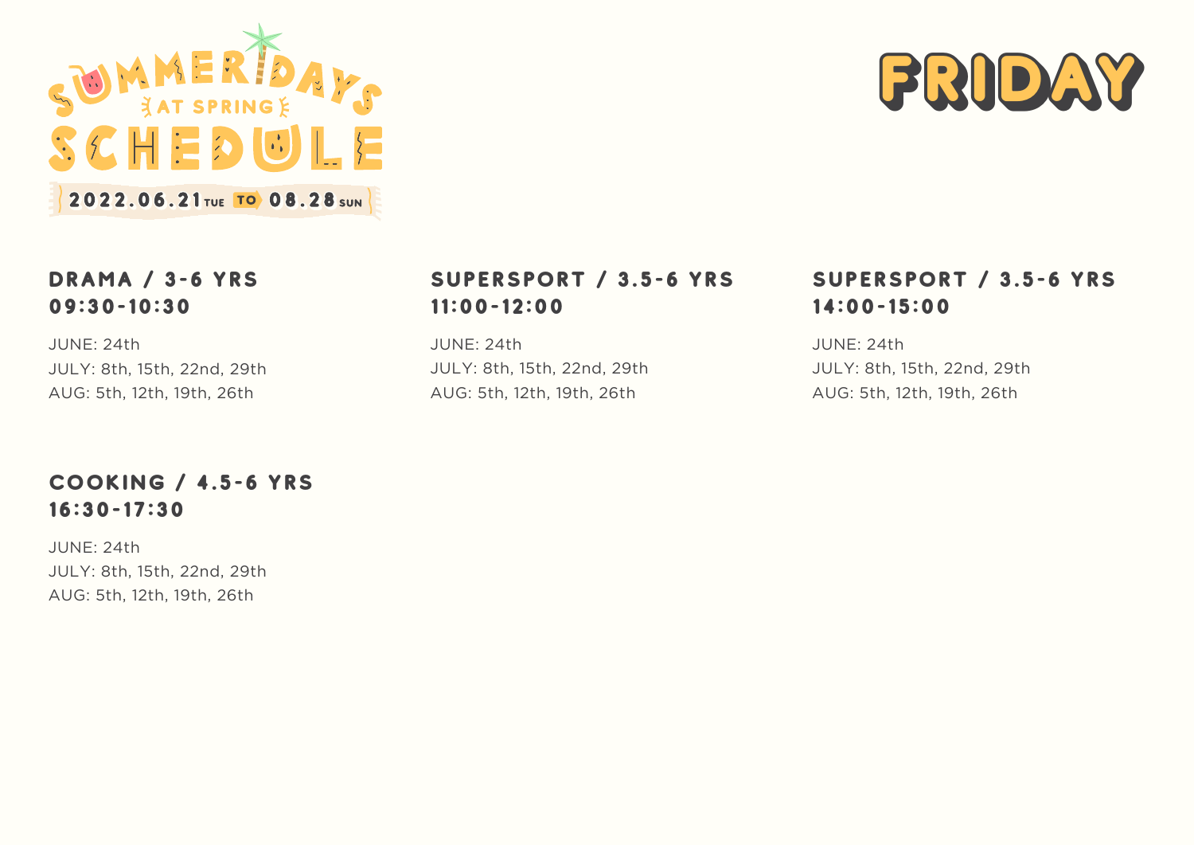# SUMMERDAYS AT SPRING SCHEDULE

2022.06.21 TUE TO 08.28 SUN

# FRIDAY

### DRAMA / 3-6 YRS
### 09:30-10:30

JUNE: 24th
JULY: 8th, 15th, 22nd, 29th
AUG: 5th, 12th, 19th, 26th

### SUPERSPORT / 3.5-6 YRS
### 11:00-12:00

JUNE: 24th
JULY: 8th, 15th, 22nd, 29th
AUG: 5th, 12th, 19th, 26th

### SUPERSPORT / 3.5-6 YRS
### 14:00-15:00

JUNE: 24th
JULY: 8th, 15th, 22nd, 29th
AUG: 5th, 12th, 19th, 26th

### COOKING / 4.5-6 YRS
### 16:30-17:30

JUNE: 24th
JULY: 8th, 15th, 22nd, 29th
AUG: 5th, 12th, 19th, 26th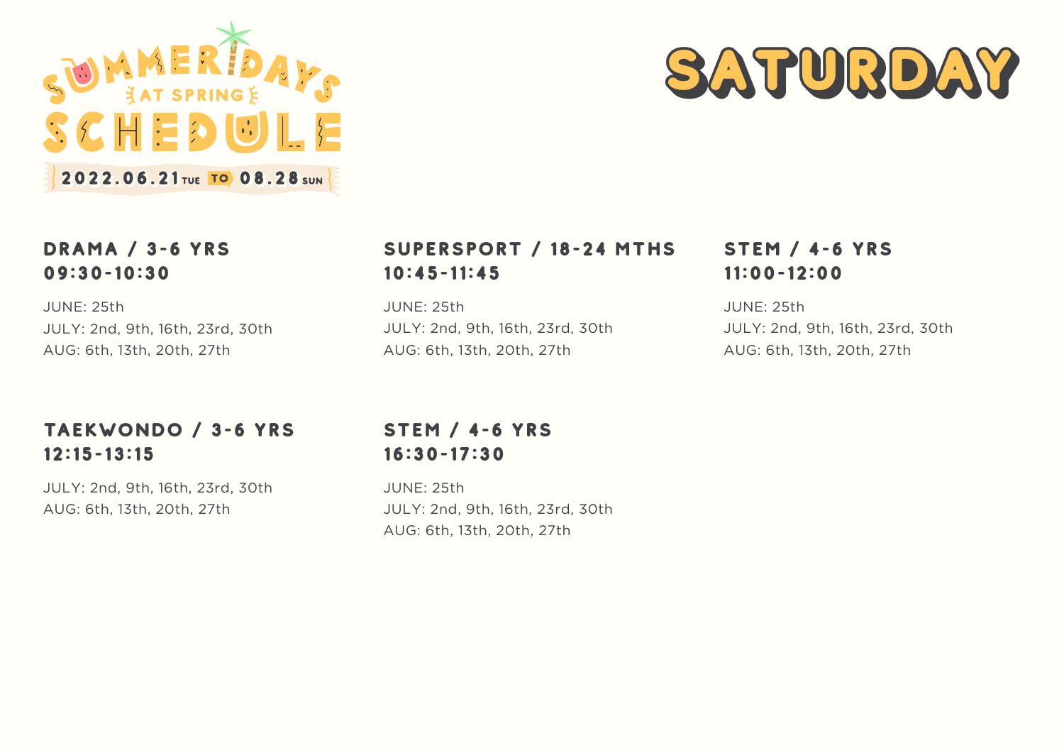# SUMMERDAYS AT SPRING SCHEDULE

2022.06.21 TUE TO 08.28 SUN

# SATURDAY

### DRAMA / 3-6 YRS
### 09:30-10:30

JUNE: 25th
JULY: 2nd, 9th, 16th, 23rd, 30th
AUG: 6th, 13th, 20th, 27th

### SUPERSPORT / 18-24 MTHS
### 10:45-11:45

JUNE: 25th
JULY: 2nd, 9th, 16th, 23rd, 30th
AUG: 6th, 13th, 20th, 27th

### STEM / 4-6 YRS
### 11:00-12:00

JUNE: 25th
JULY: 2nd, 9th, 16th, 23rd, 30th
AUG: 6th, 13th, 20th, 27th

### TAEKWONDO / 3-6 YRS
### 12:15-13:15

JULY: 2nd, 9th, 16th, 23rd, 30th
AUG: 6th, 13th, 20th, 27th

### STEM / 4-6 YRS
### 16:30-17:30

JUNE: 25th
JULY: 2nd, 9th, 16th, 23rd, 30th
AUG: 6th, 13th, 20th, 27th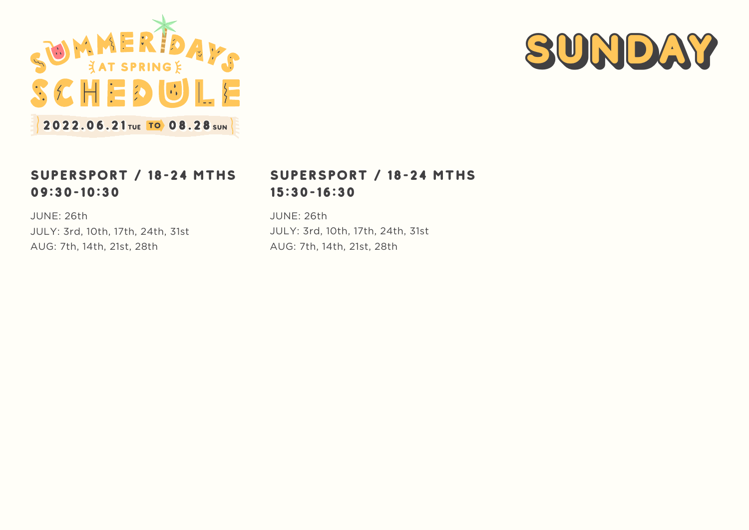# SUMMERDAYS AT SPRING SCHEDULE

2022.06.21 TUE TO 08.28 SUN

# SUNDAY

## SUPERSPORT / 18-24 MTHS 09:30-10:30

JUNE: 26th
JULY: 3rd, 10th, 17th, 24th, 31st
AUG: 7th, 14th, 21st, 28th

## SUPERSPORT / 18-24 MTHS 15:30-16:30

JUNE: 26th
JULY: 3rd, 10th, 17th, 24th, 31st
AUG: 7th, 14th, 21st, 28th